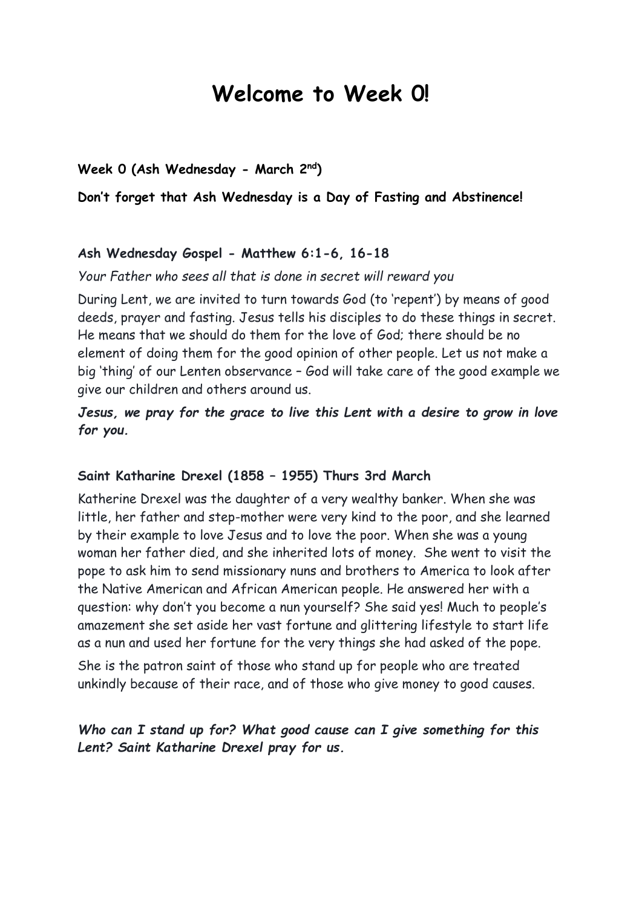# Welcome to Week 0!

**Week 0 (Ash Wednesday - March 2nd)**

**Don't forget that Ash Wednesday is a Day of Fasting and Abstinence!**

**Ash Wednesday Gospel - Matthew 6:1-6, 16-18**

*Your Father who sees all that is done in secret will reward you*

During Lent, we are invited to turn towards God (to 'repent') by means of good deeds, prayer and fasting. Jesus tells his disciples to do these things in secret. He means that we should do them for the love of God; there should be no element of doing them for the good opinion of other people. Let us not make a big 'thing' of our Lenten observance – God will take care of the good example we give our children and others around us.

***Jesus, we pray for the grace to live this Lent with a desire to grow in love for you.***

**Saint Katharine Drexel (1858 – 1955) Thurs 3rd March**

Katherine Drexel was the daughter of a very wealthy banker. When she was little, her father and step-mother were very kind to the poor, and she learned by their example to love Jesus and to love the poor. When she was a young woman her father died, and she inherited lots of money. She went to visit the pope to ask him to send missionary nuns and brothers to America to look after the Native American and African American people. He answered her with a question: why don't you become a nun yourself? She said yes! Much to people's amazement she set aside her vast fortune and glittering lifestyle to start life as a nun and used her fortune for the very things she had asked of the pope.

She is the patron saint of those who stand up for people who are treated unkindly because of their race, and of those who give money to good causes.

***Who can I stand up for? What good cause can I give something for this Lent? Saint Katharine Drexel pray for us.***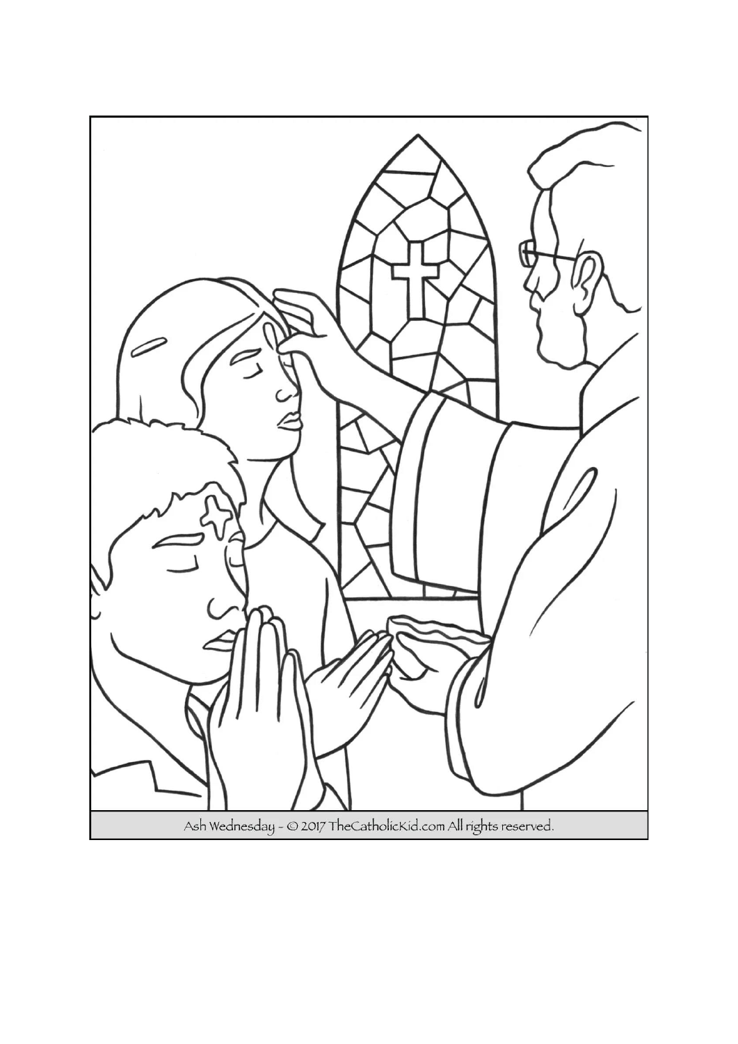Ash Wednesday - © 2017 TheCatholicKid.com All rights reserved.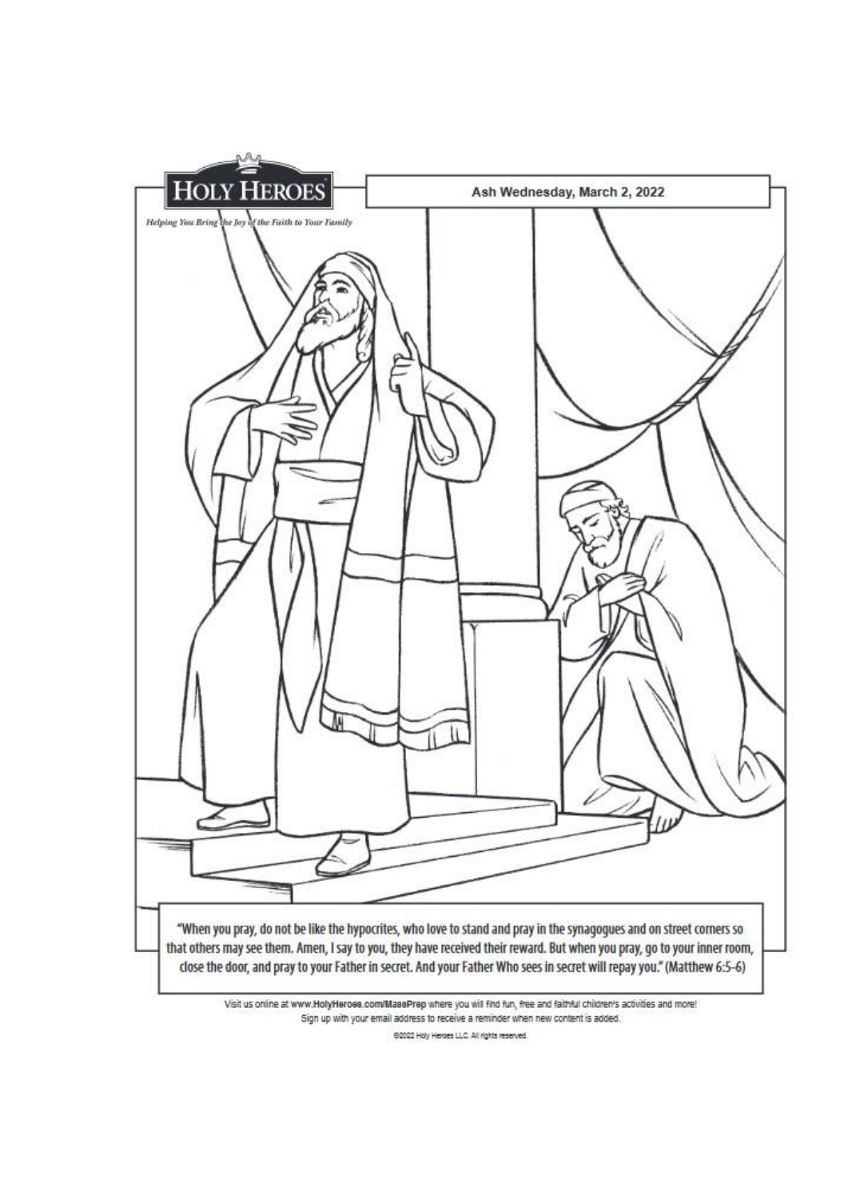HOLY HEROES

*Helping You Bring the Joy of the Faith to Your Family*

Ash Wednesday, March 2, 2022

"When you pray, do not be like the hypocrites, who love to stand and pray in the synagogues and on street corners so that others may see them. Amen, I say to you, they have received their reward. But when you pray, go to your inner room, close the door, and pray to your Father in secret. And your Father Who sees in secret will repay you." (Matthew 6:5-6)

Visit us online at www.HolyHeroes.com/MassPrep where you will find fun, free and faithful children's activities and more!
Sign up with your email address to receive a reminder when new content is added.

©2022 Holy Heroes LLC. All rights reserved.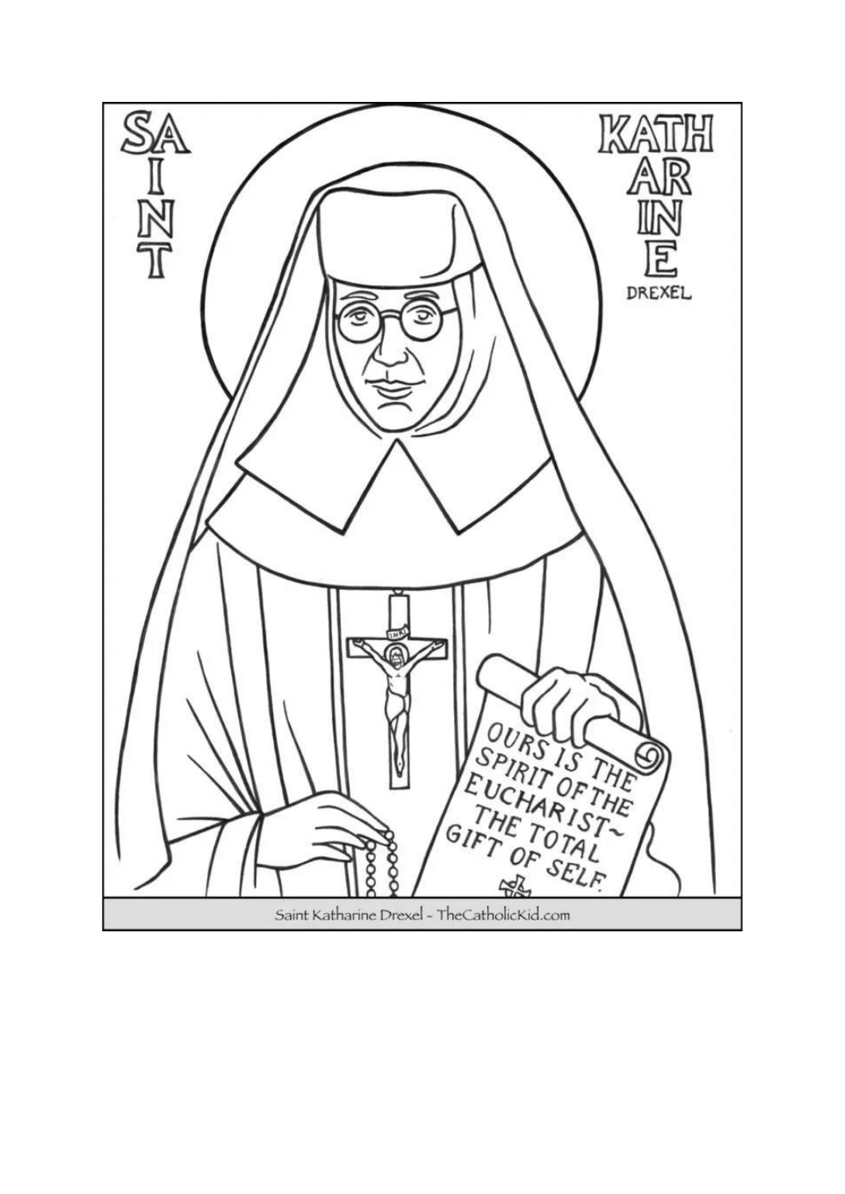SAINT

KATHARINE DREXEL

OURS IS THE SPIRIT OF THE EUCHARIST~ THE TOTAL GIFT OF SELF.

Saint Katharine Drexel ~ TheCatholicKid.com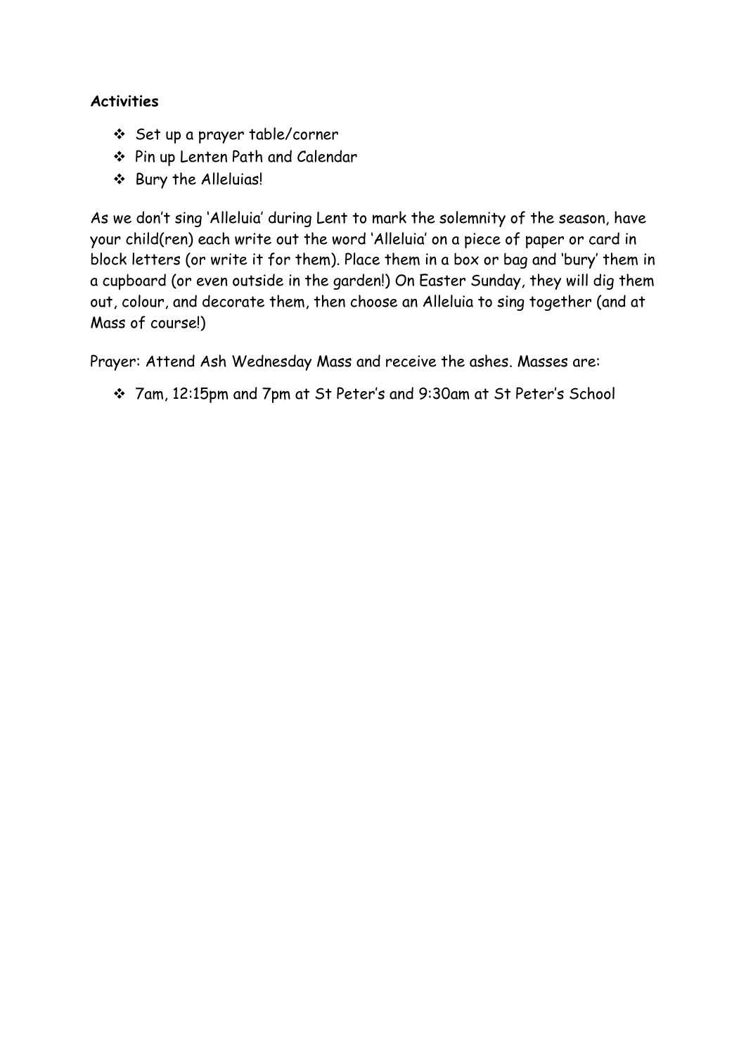**Activities**

- Set up a prayer table/corner
- Pin up Lenten Path and Calendar
- Bury the Alleluias!

As we don't sing 'Alleluia' during Lent to mark the solemnity of the season, have your child(ren) each write out the word 'Alleluia' on a piece of paper or card in block letters (or write it for them). Place them in a box or bag and 'bury' them in a cupboard (or even outside in the garden!) On Easter Sunday, they will dig them out, colour, and decorate them, then choose an Alleluia to sing together (and at Mass of course!)

Prayer: Attend Ash Wednesday Mass and receive the ashes. Masses are:

- 7am, 12:15pm and 7pm at St Peter's and 9:30am at St Peter's School